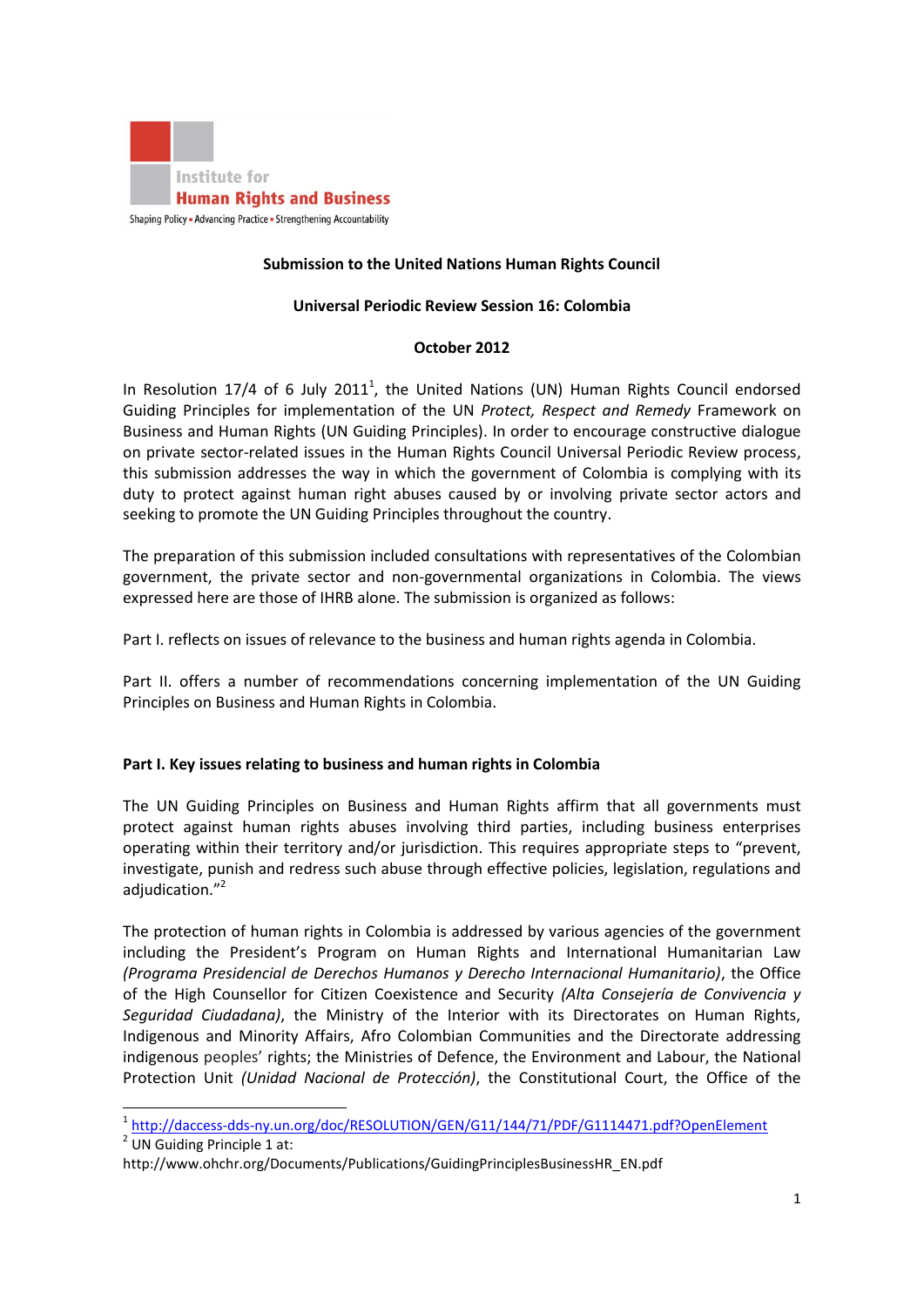Institute for **Human Rights and Business**

Shaping Policy • Advancing Practice • Strengthening Accountability

**Submission to the United Nations Human Rights Council**

**Universal Periodic Review Session 16: Colombia**

**October 2012**

In Resolution 17/4 of 6 July 2011[1], the United Nations (UN) Human Rights Council endorsed Guiding Principles for implementation of the UN *Protect, Respect and Remedy* Framework on Business and Human Rights (UN Guiding Principles). In order to encourage constructive dialogue on private sector-related issues in the Human Rights Council Universal Periodic Review process, this submission addresses the way in which the government of Colombia is complying with its duty to protect against human right abuses caused by or involving private sector actors and seeking to promote the UN Guiding Principles throughout the country.

The preparation of this submission included consultations with representatives of the Colombian government, the private sector and non-governmental organizations in Colombia. The views expressed here are those of IHRB alone. The submission is organized as follows:

Part I. reflects on issues of relevance to the business and human rights agenda in Colombia.

Part II. offers a number of recommendations concerning implementation of the UN Guiding Principles on Business and Human Rights in Colombia.

## Part I. Key issues relating to business and human rights in Colombia

The UN Guiding Principles on Business and Human Rights affirm that all governments must protect against human rights abuses involving third parties, including business enterprises operating within their territory and/or jurisdiction. This requires appropriate steps to "prevent, investigate, punish and redress such abuse through effective policies, legislation, regulations and adjudication."[2]

The protection of human rights in Colombia is addressed by various agencies of the government including the President's Program on Human Rights and International Humanitarian Law *(Programa Presidencial de Derechos Humanos y Derecho Internacional Humanitario)*, the Office of the High Counsellor for Citizen Coexistence and Security *(Alta Consejería de Convivencia y Seguridad Ciudadana)*, the Ministry of the Interior with its Directorates on Human Rights, Indigenous and Minority Affairs, Afro Colombian Communities and the Directorate addressing indigenous peoples' rights; the Ministries of Defence, the Environment and Labour, the National Protection Unit *(Unidad Nacional de Protección)*, the Constitutional Court, the Office of the

---

[1] http://daccess-dds-ny.un.org/doc/RESOLUTION/GEN/G11/144/71/PDF/G1114471.pdf?OpenElement

[2] UN Guiding Principle 1 at: http://www.ohchr.org/Documents/Publications/GuidingPrinciplesBusinessHR_EN.pdf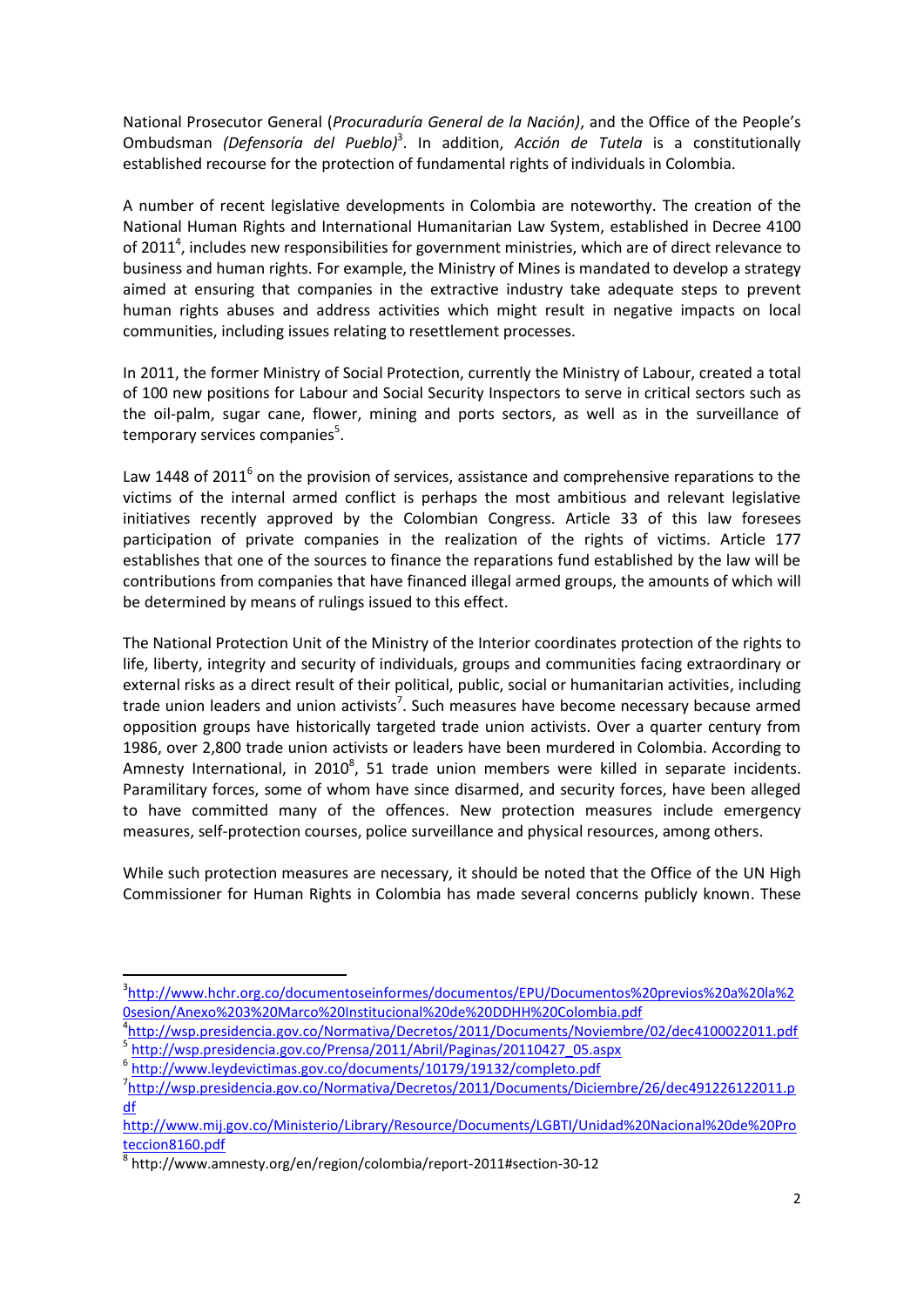National Prosecutor General (*Procuraduría General de la Nación)*, and the Office of the People's Ombudsman *(Defensoría del Pueblo)*[3]. In addition, *Acción de Tutela* is a constitutionally established recourse for the protection of fundamental rights of individuals in Colombia.

A number of recent legislative developments in Colombia are noteworthy. The creation of the National Human Rights and International Humanitarian Law System, established in Decree 4100 of 2011[4], includes new responsibilities for government ministries, which are of direct relevance to business and human rights. For example, the Ministry of Mines is mandated to develop a strategy aimed at ensuring that companies in the extractive industry take adequate steps to prevent human rights abuses and address activities which might result in negative impacts on local communities, including issues relating to resettlement processes.

In 2011, the former Ministry of Social Protection, currently the Ministry of Labour, created a total of 100 new positions for Labour and Social Security Inspectors to serve in critical sectors such as the oil-palm, sugar cane, flower, mining and ports sectors, as well as in the surveillance of temporary services companies[5].

Law 1448 of 2011[6] on the provision of services, assistance and comprehensive reparations to the victims of the internal armed conflict is perhaps the most ambitious and relevant legislative initiatives recently approved by the Colombian Congress. Article 33 of this law foresees participation of private companies in the realization of the rights of victims. Article 177 establishes that one of the sources to finance the reparations fund established by the law will be contributions from companies that have financed illegal armed groups, the amounts of which will be determined by means of rulings issued to this effect.

The National Protection Unit of the Ministry of the Interior coordinates protection of the rights to life, liberty, integrity and security of individuals, groups and communities facing extraordinary or external risks as a direct result of their political, public, social or humanitarian activities, including trade union leaders and union activists[7]. Such measures have become necessary because armed opposition groups have historically targeted trade union activists. Over a quarter century from 1986, over 2,800 trade union activists or leaders have been murdered in Colombia. According to Amnesty International, in 2010[8], 51 trade union members were killed in separate incidents. Paramilitary forces, some of whom have since disarmed, and security forces, have been alleged to have committed many of the offences. New protection measures include emergency measures, self-protection courses, police surveillance and physical resources, among others.

While such protection measures are necessary, it should be noted that the Office of the UN High Commissioner for Human Rights in Colombia has made several concerns publicly known. These

---

[3] http://www.hchr.org.co/documentoseinformes/documentos/EPU/Documentos%20previos%20a%20la%20sesion/Anexo%203%20Marco%20Institucional%20de%20DDHH%20Colombia.pdf

[4] http://wsp.presidencia.gov.co/Normativa/Decretos/2011/Documents/Noviembre/02/dec4100022011.pdf

[5] http://wsp.presidencia.gov.co/Prensa/2011/Abril/Paginas/20110427_05.aspx

[6] http://www.leydevictimas.gov.co/documents/10179/19132/completo.pdf

[7] http://wsp.presidencia.gov.co/Normativa/Decretos/2011/Documents/Diciembre/26/dec491226122011.pdf
http://www.mij.gov.co/Ministerio/Library/Resource/Documents/LGBTI/Unidad%20Nacional%20de%20Proteccion8160.pdf

[8] http://www.amnesty.org/en/region/colombia/report-2011#section-30-12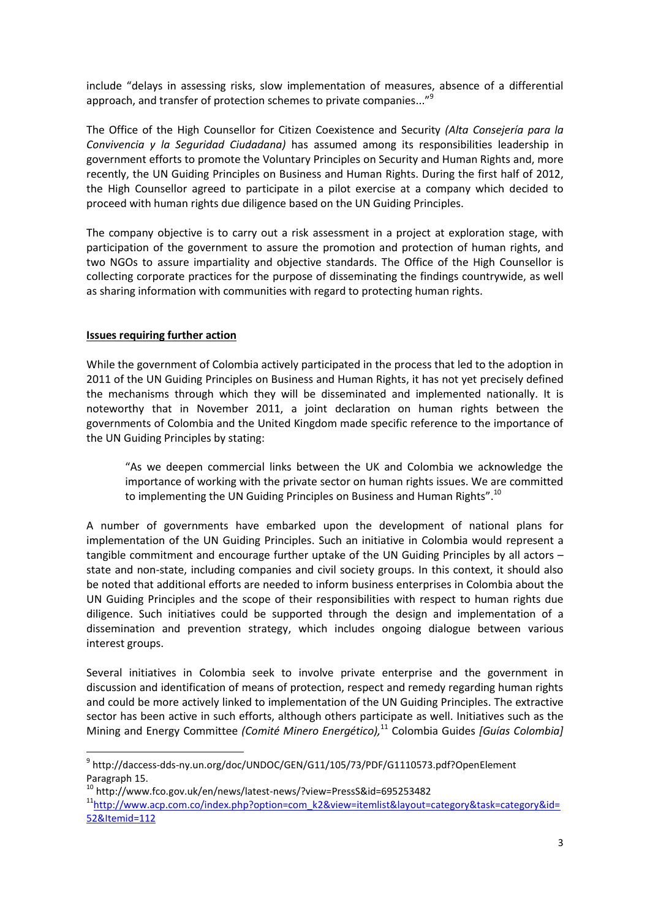include "delays in assessing risks, slow implementation of measures, absence of a differential approach, and transfer of protection schemes to private companies..."[9]

The Office of the High Counsellor for Citizen Coexistence and Security *(Alta Consejería para la Convivencia y la Seguridad Ciudadana)* has assumed among its responsibilities leadership in government efforts to promote the Voluntary Principles on Security and Human Rights and, more recently, the UN Guiding Principles on Business and Human Rights. During the first half of 2012, the High Counsellor agreed to participate in a pilot exercise at a company which decided to proceed with human rights due diligence based on the UN Guiding Principles.

The company objective is to carry out a risk assessment in a project at exploration stage, with participation of the government to assure the promotion and protection of human rights, and two NGOs to assure impartiality and objective standards. The Office of the High Counsellor is collecting corporate practices for the purpose of disseminating the findings countrywide, as well as sharing information with communities with regard to protecting human rights.

**Issues requiring further action**

While the government of Colombia actively participated in the process that led to the adoption in 2011 of the UN Guiding Principles on Business and Human Rights, it has not yet precisely defined the mechanisms through which they will be disseminated and implemented nationally. It is noteworthy that in November 2011, a joint declaration on human rights between the governments of Colombia and the United Kingdom made specific reference to the importance of the UN Guiding Principles by stating:

> "As we deepen commercial links between the UK and Colombia we acknowledge the importance of working with the private sector on human rights issues. We are committed to implementing the UN Guiding Principles on Business and Human Rights".[10]

A number of governments have embarked upon the development of national plans for implementation of the UN Guiding Principles. Such an initiative in Colombia would represent a tangible commitment and encourage further uptake of the UN Guiding Principles by all actors – state and non-state, including companies and civil society groups. In this context, it should also be noted that additional efforts are needed to inform business enterprises in Colombia about the UN Guiding Principles and the scope of their responsibilities with respect to human rights due diligence. Such initiatives could be supported through the design and implementation of a dissemination and prevention strategy, which includes ongoing dialogue between various interest groups.

Several initiatives in Colombia seek to involve private enterprise and the government in discussion and identification of means of protection, respect and remedy regarding human rights and could be more actively linked to implementation of the UN Guiding Principles. The extractive sector has been active in such efforts, although others participate as well. Initiatives such as the Mining and Energy Committee *(Comité Minero Energético),*[11] Colombia Guides *[Guías Colombia]*

---

[9] http://daccess-dds-ny.un.org/doc/UNDOC/GEN/G11/105/73/PDF/G1110573.pdf?OpenElement Paragraph 15.

[10] http://www.fco.gov.uk/en/news/latest-news/?view=PressS&id=695253482

[11] http://www.acp.com.co/index.php?option=com_k2&view=itemlist&layout=category&task=category&id=52&Itemid=112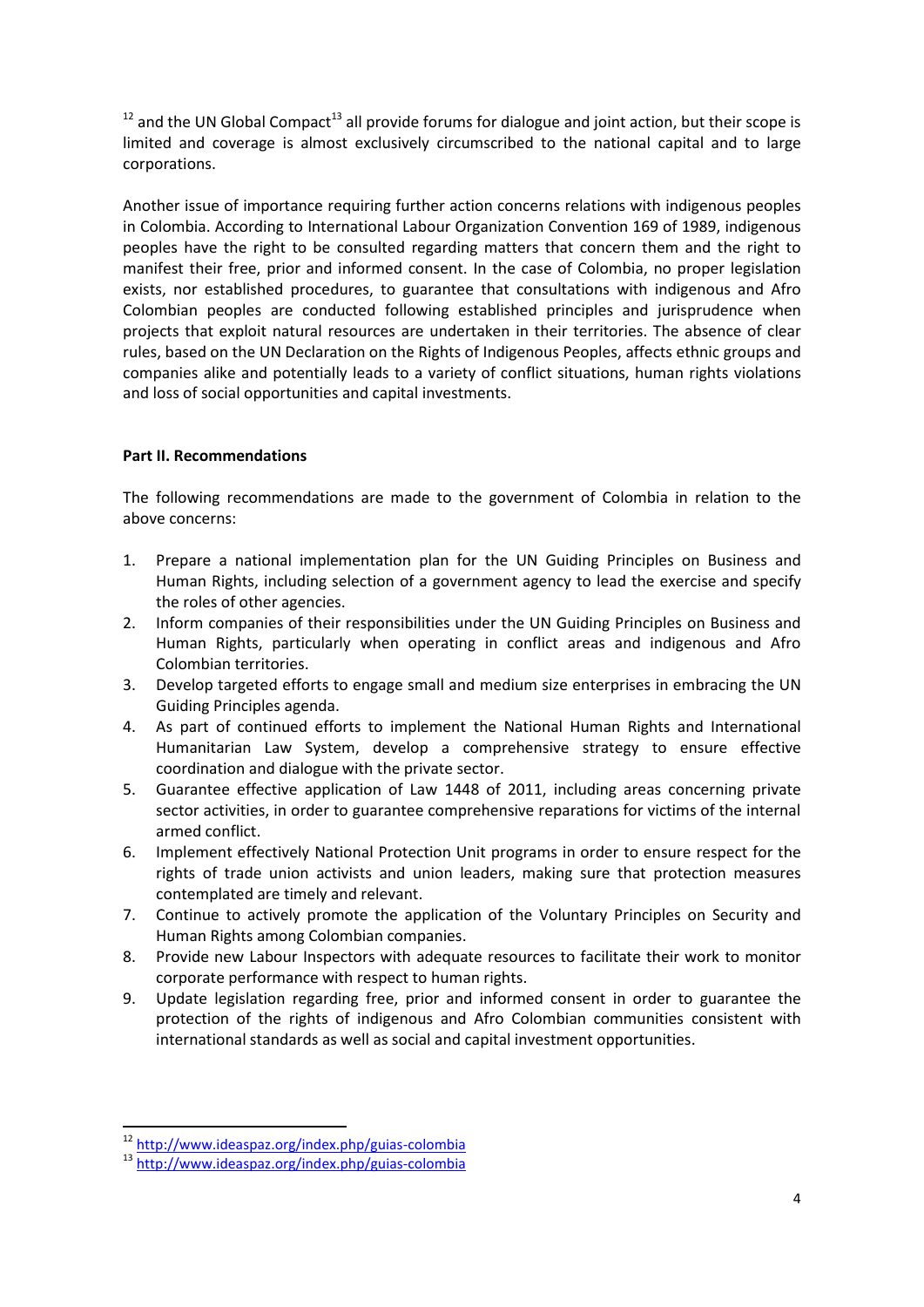[12] and the UN Global Compact[13] all provide forums for dialogue and joint action, but their scope is limited and coverage is almost exclusively circumscribed to the national capital and to large corporations.

Another issue of importance requiring further action concerns relations with indigenous peoples in Colombia. According to International Labour Organization Convention 169 of 1989, indigenous peoples have the right to be consulted regarding matters that concern them and the right to manifest their free, prior and informed consent. In the case of Colombia, no proper legislation exists, nor established procedures, to guarantee that consultations with indigenous and Afro Colombian peoples are conducted following established principles and jurisprudence when projects that exploit natural resources are undertaken in their territories. The absence of clear rules, based on the UN Declaration on the Rights of Indigenous Peoples, affects ethnic groups and companies alike and potentially leads to a variety of conflict situations, human rights violations and loss of social opportunities and capital investments.

**Part II. Recommendations**

The following recommendations are made to the government of Colombia in relation to the above concerns:

1. Prepare a national implementation plan for the UN Guiding Principles on Business and Human Rights, including selection of a government agency to lead the exercise and specify the roles of other agencies.
2. Inform companies of their responsibilities under the UN Guiding Principles on Business and Human Rights, particularly when operating in conflict areas and indigenous and Afro Colombian territories.
3. Develop targeted efforts to engage small and medium size enterprises in embracing the UN Guiding Principles agenda.
4. As part of continued efforts to implement the National Human Rights and International Humanitarian Law System, develop a comprehensive strategy to ensure effective coordination and dialogue with the private sector.
5. Guarantee effective application of Law 1448 of 2011, including areas concerning private sector activities, in order to guarantee comprehensive reparations for victims of the internal armed conflict.
6. Implement effectively National Protection Unit programs in order to ensure respect for the rights of trade union activists and union leaders, making sure that protection measures contemplated are timely and relevant.
7. Continue to actively promote the application of the Voluntary Principles on Security and Human Rights among Colombian companies.
8. Provide new Labour Inspectors with adequate resources to facilitate their work to monitor corporate performance with respect to human rights.
9. Update legislation regarding free, prior and informed consent in order to guarantee the protection of the rights of indigenous and Afro Colombian communities consistent with international standards as well as social and capital investment opportunities.

[12] http://www.ideaspaz.org/index.php/guias-colombia

[13] http://www.ideaspaz.org/index.php/guias-colombia